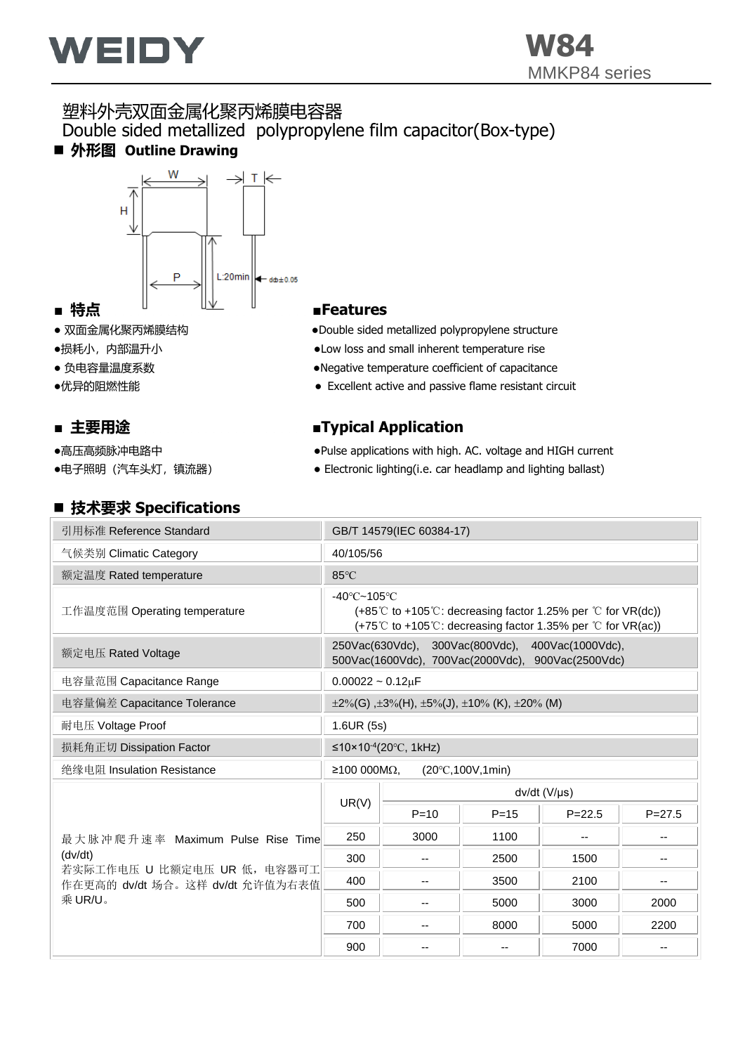# WEIDY

**W84**
MMKP84 series

## 塑料外壳双面金属化聚丙烯膜电容器
## Double sided metallized polypropylene film capacitor(Box-type)

### ■ 外形图 Outline Drawing

W, T, H, P, L:20min, d±0.05

### ■ 特点

- 双面金属化聚丙烯膜结构
- 损耗小，内部温升小
- 负电容量温度系数
- 优异的阻燃性能

### ■Features

- Double sided metallized polypropylene structure
- Low loss and small inherent temperature rise
- Negative temperature coefficient of capacitance
- Excellent active and passive flame resistant circuit

### ■ 主要用途

- 高压高频脉冲电路中
- 电子照明（汽车头灯，镇流器）

### ■Typical Application

- Pulse applications with high. AC. voltage and HIGH current
- Electronic lighting(i.e. car headlamp and lighting ballast)

### ■ 技术要求 Specifications

| 引用标准 Reference Standard | GB/T 14579(IEC 60384-17) |
|---|---|
| 气候类别 Climatic Category | 40/105/56 |
| 额定温度 Rated temperature | 85℃ |
| 工作温度范围 Operating temperature | -40℃~105℃<br>(+85℃ to +105℃: decreasing factor 1.25% per ℃ for VR(dc))<br>(+75℃ to +105℃: decreasing factor 1.35% per ℃ for VR(ac)) |
| 额定电压 Rated Voltage | 250Vac(630Vdc), 300Vac(800Vdc), 400Vac(1000Vdc),<br>500Vac(1600Vdc), 700Vac(2000Vdc), 900Vac(2500Vdc) |
| 电容量范围 Capacitance Range | 0.00022 ~ 0.12μF |
| 电容量偏差 Capacitance Tolerance | ±2%(G) ,±3%(H), ±5%(J), ±10% (K), ±20% (M) |
| 耐电压 Voltage Proof | 1.6UR (5s) |
| 损耗角正切 Dissipation Factor | ≤10×10$^{-4}$(20℃, 1kHz) |
| 绝缘电阻 Insulation Resistance | ≥100 000MΩ, (20℃,100V,1min) |

| 最大脉冲爬升速率 Maximum Pulse Rise Time (dv/dt)<br>若实际工作电压 U 比额定电压 UR 低，电容器可工作在更高的 dv/dt 场合。这样 dv/dt 允许值为右表值乘 UR/U。 | UR(V) | dv/dt (V/μs) | | | |
|---|---|---|---|---|---|
| | | P=10 | P=15 | P=22.5 | P=27.5 |
| | 250 | 3000 | 1100 | -- | -- |
| | 300 | -- | 2500 | 1500 | -- |
| | 400 | -- | 3500 | 2100 | -- |
| | 500 | -- | 5000 | 3000 | 2000 |
| | 700 | -- | 8000 | 5000 | 2200 |
| | 900 | -- | -- | 7000 | -- |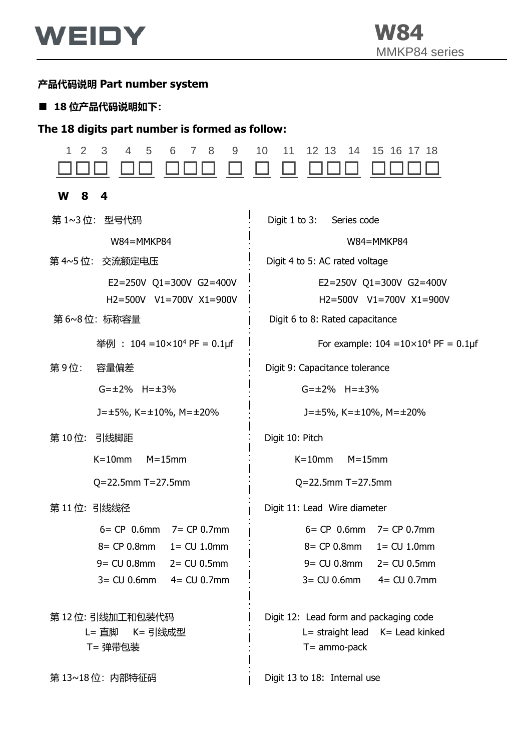## 产品代码说明 Part number system

■ **18 位产品代码说明如下:**

**The 18 digits part number is formed as follow:**

| 1 | 2 | 3 | 4 | 5 | 6 | 7 | 8 | 9 | 10 | 11 | 12 | 13 | 14 | 15 | 16 | 17 | 18 |
|---|---|---|---|---|---|---|---|---|---|---|---|---|---|---|---|---|---|
| □ | □ | □ | □ | □ | □ | □ | □ | □ | □ | □ | □ | □ | □ | □ | □ | □ | □ |
| **W** | **8** | **4** | | | | | | | | | | | | | | | |

第 1~3 位: 型号代码

W84=MMKP84

第 4~5 位: 交流额定电压

E2=250V Q1=300V G2=400V

H2=500V V1=700V X1=900V

第 6~8 位: 标称容量

举例 : 104 =10×10⁴ PF = 0.1μf

第 9 位: 容量偏差

G=±2% H=±3%

J=±5%, K=±10%, M=±20%

第 10 位: 引线脚距

K=10mm M=15mm

Q=22.5mm T=27.5mm

第 11 位: 引线线径

6= CP 0.6mm 7= CP 0.7mm

8= CP 0.8mm 1= CU 1.0mm

9= CU 0.8mm 2= CU 0.5mm

3= CU 0.6mm 4= CU 0.7mm

第 12 位: 引线加工和包装代码

L= 直脚 K= 引线成型

T= 弹带包装

第 13~18 位: 内部特征码

Digit 1 to 3: Series code

W84=MMKP84

Digit 4 to 5: AC rated voltage

E2=250V Q1=300V G2=400V

H2=500V V1=700V X1=900V

Digit 6 to 8: Rated capacitance

For example: 104 =10×10⁴ PF = 0.1μf

Digit 9: Capacitance tolerance

G=±2% H=±3%

J=±5%, K=±10%, M=±20%

Digit 10: Pitch

K=10mm M=15mm

Q=22.5mm T=27.5mm

Digit 11: Lead Wire diameter

6= CP 0.6mm 7= CP 0.7mm

8= CP 0.8mm 1= CU 1.0mm

9= CU 0.8mm 2= CU 0.5mm

3= CU 0.6mm 4= CU 0.7mm

Digit 12: Lead form and packaging code

L= straight lead K= Lead kinked

T= ammo-pack

Digit 13 to 18: Internal use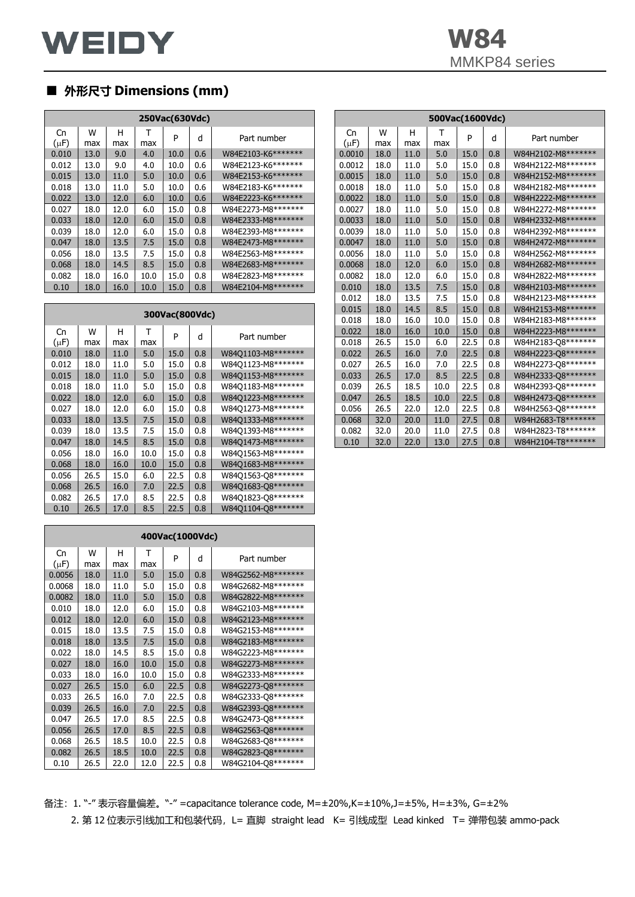## ■ 外形尺寸 Dimensions (mm)

| 250Vac(630Vdc) | | | | | | |
|---|---|---|---|---|---|---|
| Cn (μF) | W max | H max | T max | P | d | Part number |
| 0.010 | 13.0 | 9.0 | 4.0 | 10.0 | 0.6 | W84E2103-K6******* |
| 0.012 | 13.0 | 9.0 | 4.0 | 10.0 | 0.6 | W84E2123-K6******* |
| 0.015 | 13.0 | 11.0 | 5.0 | 10.0 | 0.6 | W84E2153-K6******* |
| 0.018 | 13.0 | 11.0 | 5.0 | 10.0 | 0.6 | W84E2183-K6******* |
| 0.022 | 13.0 | 12.0 | 6.0 | 10.0 | 0.6 | W84E2223-K6******* |
| 0.027 | 18.0 | 12.0 | 6.0 | 15.0 | 0.8 | W84E2273-M8******* |
| 0.033 | 18.0 | 12.0 | 6.0 | 15.0 | 0.8 | W84E2333-M8******* |
| 0.039 | 18.0 | 12.0 | 6.0 | 15.0 | 0.8 | W84E2393-M8******* |
| 0.047 | 18.0 | 13.5 | 7.5 | 15.0 | 0.8 | W84E2473-M8******* |
| 0.056 | 18.0 | 13.5 | 7.5 | 15.0 | 0.8 | W84E2563-M8******* |
| 0.068 | 18.0 | 14.5 | 8.5 | 15.0 | 0.8 | W84E2683-M8******* |
| 0.082 | 18.0 | 16.0 | 10.0 | 15.0 | 0.8 | W84E2823-M8******* |
| 0.10 | 18.0 | 16.0 | 10.0 | 15.0 | 0.8 | W84E2104-M8******* |

| 300Vac(800Vdc) | | | | | | |
|---|---|---|---|---|---|---|
| Cn (μF) | W max | H max | T max | P | d | Part number |
| 0.010 | 18.0 | 11.0 | 5.0 | 15.0 | 0.8 | W84Q1103-M8******* |
| 0.012 | 18.0 | 11.0 | 5.0 | 15.0 | 0.8 | W84Q1123-M8******* |
| 0.015 | 18.0 | 11.0 | 5.0 | 15.0 | 0.8 | W84Q1153-M8******* |
| 0.018 | 18.0 | 11.0 | 5.0 | 15.0 | 0.8 | W84Q1183-M8******* |
| 0.022 | 18.0 | 12.0 | 6.0 | 15.0 | 0.8 | W84Q1223-M8******* |
| 0.027 | 18.0 | 12.0 | 6.0 | 15.0 | 0.8 | W84Q1273-M8******* |
| 0.033 | 18.0 | 13.5 | 7.5 | 15.0 | 0.8 | W84Q1333-M8******* |
| 0.039 | 18.0 | 13.5 | 7.5 | 15.0 | 0.8 | W84Q1393-M8******* |
| 0.047 | 18.0 | 14.5 | 8.5 | 15.0 | 0.8 | W84Q1473-M8******* |
| 0.056 | 18.0 | 16.0 | 10.0 | 15.0 | 0.8 | W84Q1563-M8******* |
| 0.068 | 18.0 | 16.0 | 10.0 | 15.0 | 0.8 | W84Q1683-M8******* |
| 0.056 | 26.5 | 15.0 | 6.0 | 22.5 | 0.8 | W84Q1563-Q8******* |
| 0.068 | 26.5 | 16.0 | 7.0 | 22.5 | 0.8 | W84Q1683-Q8******* |
| 0.082 | 26.5 | 17.0 | 8.5 | 22.5 | 0.8 | W84Q1823-Q8******* |
| 0.10 | 26.5 | 17.0 | 8.5 | 22.5 | 0.8 | W84Q1104-Q8******* |

| 400Vac(1000Vdc) | | | | | | |
|---|---|---|---|---|---|---|
| Cn (μF) | W max | H max | T max | P | d | Part number |
| 0.0056 | 18.0 | 11.0 | 5.0 | 15.0 | 0.8 | W84G2562-M8******* |
| 0.0068 | 18.0 | 11.0 | 5.0 | 15.0 | 0.8 | W84G2682-M8******* |
| 0.0082 | 18.0 | 11.0 | 5.0 | 15.0 | 0.8 | W84G2822-M8******* |
| 0.010 | 18.0 | 12.0 | 6.0 | 15.0 | 0.8 | W84G2103-M8******* |
| 0.012 | 18.0 | 12.0 | 6.0 | 15.0 | 0.8 | W84G2123-M8******* |
| 0.015 | 18.0 | 13.5 | 7.5 | 15.0 | 0.8 | W84G2153-M8******* |
| 0.018 | 18.0 | 13.5 | 7.5 | 15.0 | 0.8 | W84G2183-M8******* |
| 0.022 | 18.0 | 14.5 | 8.5 | 15.0 | 0.8 | W84G2223-M8******* |
| 0.027 | 18.0 | 16.0 | 10.0 | 15.0 | 0.8 | W84G2273-M8******* |
| 0.033 | 18.0 | 16.0 | 10.0 | 15.0 | 0.8 | W84G2333-M8******* |
| 0.027 | 26.5 | 15.0 | 6.0 | 22.5 | 0.8 | W84G2273-Q8******* |
| 0.033 | 26.5 | 16.0 | 7.0 | 22.5 | 0.8 | W84G2333-Q8******* |
| 0.039 | 26.5 | 16.0 | 7.0 | 22.5 | 0.8 | W84G2393-Q8******* |
| 0.047 | 26.5 | 17.0 | 8.5 | 22.5 | 0.8 | W84G2473-Q8******* |
| 0.056 | 26.5 | 17.0 | 8.5 | 22.5 | 0.8 | W84G2563-Q8******* |
| 0.068 | 26.5 | 18.5 | 10.0 | 22.5 | 0.8 | W84G2683-Q8******* |
| 0.082 | 26.5 | 18.5 | 10.0 | 22.5 | 0.8 | W84G2823-Q8******* |
| 0.10 | 26.5 | 22.0 | 12.0 | 22.5 | 0.8 | W84G2104-Q8******* |

| 500Vac(1600Vdc) | | | | | | |
|---|---|---|---|---|---|---|
| Cn (μF) | W max | H max | T max | P | d | Part number |
| 0.0010 | 18.0 | 11.0 | 5.0 | 15.0 | 0.8 | W84H2102-M8******* |
| 0.0012 | 18.0 | 11.0 | 5.0 | 15.0 | 0.8 | W84H2122-M8******* |
| 0.0015 | 18.0 | 11.0 | 5.0 | 15.0 | 0.8 | W84H2152-M8******* |
| 0.0018 | 18.0 | 11.0 | 5.0 | 15.0 | 0.8 | W84H2182-M8******* |
| 0.0022 | 18.0 | 11.0 | 5.0 | 15.0 | 0.8 | W84H2222-M8******* |
| 0.0027 | 18.0 | 11.0 | 5.0 | 15.0 | 0.8 | W84H2272-M8******* |
| 0.0033 | 18.0 | 11.0 | 5.0 | 15.0 | 0.8 | W84H2332-M8******* |
| 0.0039 | 18.0 | 11.0 | 5.0 | 15.0 | 0.8 | W84H2392-M8******* |
| 0.0047 | 18.0 | 11.0 | 5.0 | 15.0 | 0.8 | W84H2472-M8******* |
| 0.0056 | 18.0 | 11.0 | 5.0 | 15.0 | 0.8 | W84H2562-M8******* |
| 0.0068 | 18.0 | 12.0 | 6.0 | 15.0 | 0.8 | W84H2682-M8******* |
| 0.0082 | 18.0 | 12.0 | 6.0 | 15.0 | 0.8 | W84H2822-M8******* |
| 0.010 | 18.0 | 13.5 | 7.5 | 15.0 | 0.8 | W84H2103-M8******* |
| 0.012 | 18.0 | 13.5 | 7.5 | 15.0 | 0.8 | W84H2123-M8******* |
| 0.015 | 18.0 | 14.5 | 8.5 | 15.0 | 0.8 | W84H2153-M8******* |
| 0.018 | 18.0 | 16.0 | 10.0 | 15.0 | 0.8 | W84H2183-M8******* |
| 0.022 | 18.0 | 16.0 | 10.0 | 15.0 | 0.8 | W84H2223-M8******* |
| 0.018 | 26.5 | 15.0 | 6.0 | 22.5 | 0.8 | W84H2183-Q8******* |
| 0.022 | 26.5 | 16.0 | 7.0 | 22.5 | 0.8 | W84H2223-Q8******* |
| 0.027 | 26.5 | 16.0 | 7.0 | 22.5 | 0.8 | W84H2273-Q8******* |
| 0.033 | 26.5 | 17.0 | 8.5 | 22.5 | 0.8 | W84H2333-Q8******* |
| 0.039 | 26.5 | 18.5 | 10.0 | 22.5 | 0.8 | W84H2393-Q8******* |
| 0.047 | 26.5 | 18.5 | 10.0 | 22.5 | 0.8 | W84H2473-Q8******* |
| 0.056 | 26.5 | 22.0 | 12.0 | 22.5 | 0.8 | W84H2563-Q8******* |
| 0.068 | 32.0 | 20.0 | 11.0 | 27.5 | 0.8 | W84H2683-T8******* |
| 0.082 | 32.0 | 20.0 | 11.0 | 27.5 | 0.8 | W84H2823-T8******* |
| 0.10 | 32.0 | 22.0 | 13.0 | 27.5 | 0.8 | W84H2104-T8******* |

备注：1. "-" 表示容量偏差。"-" =capacitance tolerance code, M=±20%,K=±10%,J=±5%, H=±3%, G=±2%

2. 第 12 位表示引线加工和包装代码，L= 直脚 straight lead K= 引线成型 Lead kinked T= 弹带包装 ammo-pack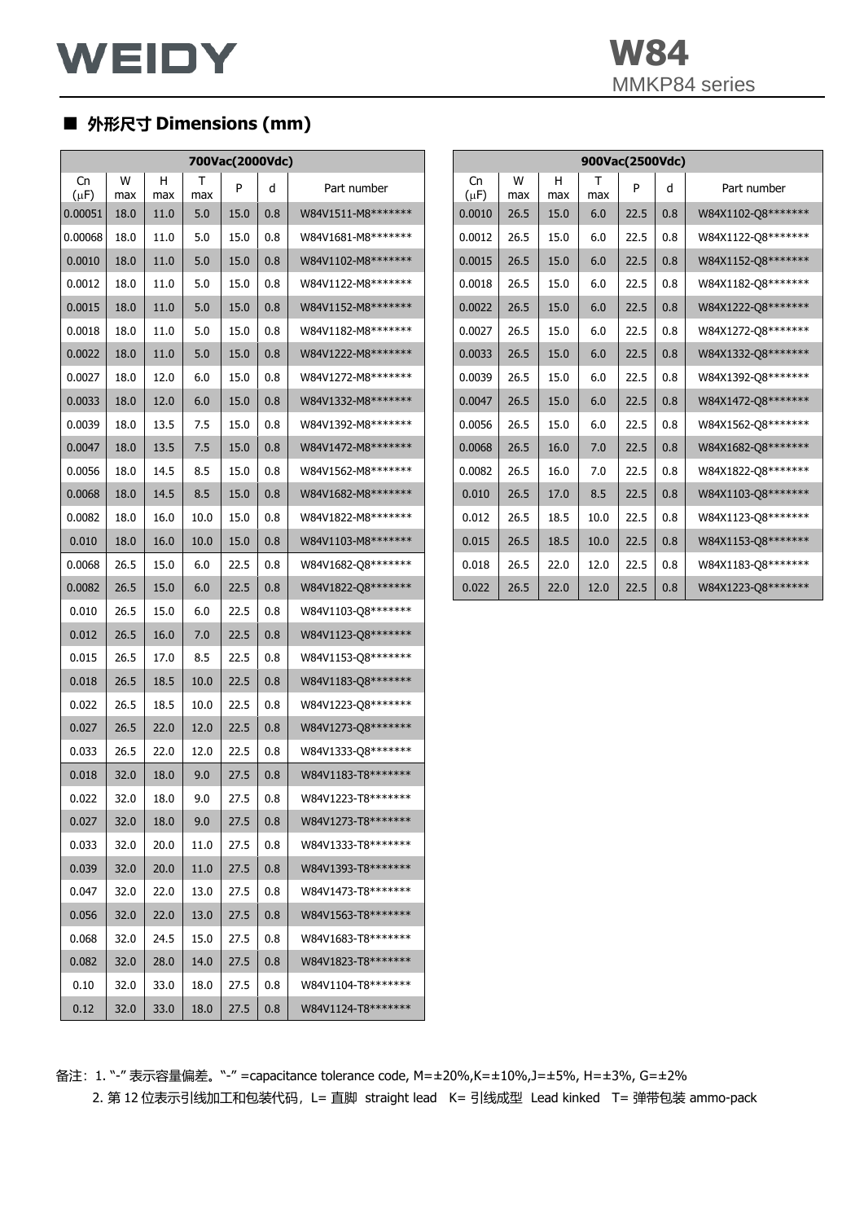## ■ 外形尺寸 Dimensions (mm)

| 700Vac(2000Vdc) | | | | | | |
|---|---|---|---|---|---|---|
| Cn (μF) | W max | H max | T max | P | d | Part number |
| 0.00051 | 18.0 | 11.0 | 5.0 | 15.0 | 0.8 | W84V1511-M8******* |
| 0.00068 | 18.0 | 11.0 | 5.0 | 15.0 | 0.8 | W84V1681-M8******* |
| 0.0010 | 18.0 | 11.0 | 5.0 | 15.0 | 0.8 | W84V1102-M8******* |
| 0.0012 | 18.0 | 11.0 | 5.0 | 15.0 | 0.8 | W84V1122-M8******* |
| 0.0015 | 18.0 | 11.0 | 5.0 | 15.0 | 0.8 | W84V1152-M8******* |
| 0.0018 | 18.0 | 11.0 | 5.0 | 15.0 | 0.8 | W84V1182-M8******* |
| 0.0022 | 18.0 | 11.0 | 5.0 | 15.0 | 0.8 | W84V1222-M8******* |
| 0.0027 | 18.0 | 12.0 | 6.0 | 15.0 | 0.8 | W84V1272-M8******* |
| 0.0033 | 18.0 | 12.0 | 6.0 | 15.0 | 0.8 | W84V1332-M8******* |
| 0.0039 | 18.0 | 13.5 | 7.5 | 15.0 | 0.8 | W84V1392-M8******* |
| 0.0047 | 18.0 | 13.5 | 7.5 | 15.0 | 0.8 | W84V1472-M8******* |
| 0.0056 | 18.0 | 14.5 | 8.5 | 15.0 | 0.8 | W84V1562-M8******* |
| 0.0068 | 18.0 | 14.5 | 8.5 | 15.0 | 0.8 | W84V1682-M8******* |
| 0.0082 | 18.0 | 16.0 | 10.0 | 15.0 | 0.8 | W84V1822-M8******* |
| 0.010 | 18.0 | 16.0 | 10.0 | 15.0 | 0.8 | W84V1103-M8******* |
| 0.0068 | 26.5 | 15.0 | 6.0 | 22.5 | 0.8 | W84V1682-Q8******* |
| 0.0082 | 26.5 | 15.0 | 6.0 | 22.5 | 0.8 | W84V1822-Q8******* |
| 0.010 | 26.5 | 15.0 | 6.0 | 22.5 | 0.8 | W84V1103-Q8******* |
| 0.012 | 26.5 | 16.0 | 7.0 | 22.5 | 0.8 | W84V1123-Q8******* |
| 0.015 | 26.5 | 17.0 | 8.5 | 22.5 | 0.8 | W84V1153-Q8******* |
| 0.018 | 26.5 | 18.5 | 10.0 | 22.5 | 0.8 | W84V1183-Q8******* |
| 0.022 | 26.5 | 18.5 | 10.0 | 22.5 | 0.8 | W84V1223-Q8******* |
| 0.027 | 26.5 | 22.0 | 12.0 | 22.5 | 0.8 | W84V1273-Q8******* |
| 0.033 | 26.5 | 22.0 | 12.0 | 22.5 | 0.8 | W84V1333-Q8******* |
| 0.018 | 32.0 | 18.0 | 9.0 | 27.5 | 0.8 | W84V1183-T8******* |
| 0.022 | 32.0 | 18.0 | 9.0 | 27.5 | 0.8 | W84V1223-T8******* |
| 0.027 | 32.0 | 18.0 | 9.0 | 27.5 | 0.8 | W84V1273-T8******* |
| 0.033 | 32.0 | 20.0 | 11.0 | 27.5 | 0.8 | W84V1333-T8******* |
| 0.039 | 32.0 | 20.0 | 11.0 | 27.5 | 0.8 | W84V1393-T8******* |
| 0.047 | 32.0 | 22.0 | 13.0 | 27.5 | 0.8 | W84V1473-T8******* |
| 0.056 | 32.0 | 22.0 | 13.0 | 27.5 | 0.8 | W84V1563-T8******* |
| 0.068 | 32.0 | 24.5 | 15.0 | 27.5 | 0.8 | W84V1683-T8******* |
| 0.082 | 32.0 | 28.0 | 14.0 | 27.5 | 0.8 | W84V1823-T8******* |
| 0.10 | 32.0 | 33.0 | 18.0 | 27.5 | 0.8 | W84V1104-T8******* |
| 0.12 | 32.0 | 33.0 | 18.0 | 27.5 | 0.8 | W84V1124-T8******* |

| 900Vac(2500Vdc) | | | | | | |
|---|---|---|---|---|---|---|
| Cn (μF) | W max | H max | T max | P | d | Part number |
| 0.0010 | 26.5 | 15.0 | 6.0 | 22.5 | 0.8 | W84X1102-Q8******* |
| 0.0012 | 26.5 | 15.0 | 6.0 | 22.5 | 0.8 | W84X1122-Q8******* |
| 0.0015 | 26.5 | 15.0 | 6.0 | 22.5 | 0.8 | W84X1152-Q8******* |
| 0.0018 | 26.5 | 15.0 | 6.0 | 22.5 | 0.8 | W84X1182-Q8******* |
| 0.0022 | 26.5 | 15.0 | 6.0 | 22.5 | 0.8 | W84X1222-Q8******* |
| 0.0027 | 26.5 | 15.0 | 6.0 | 22.5 | 0.8 | W84X1272-Q8******* |
| 0.0033 | 26.5 | 15.0 | 6.0 | 22.5 | 0.8 | W84X1332-Q8******* |
| 0.0039 | 26.5 | 15.0 | 6.0 | 22.5 | 0.8 | W84X1392-Q8******* |
| 0.0047 | 26.5 | 15.0 | 6.0 | 22.5 | 0.8 | W84X1472-Q8******* |
| 0.0056 | 26.5 | 15.0 | 6.0 | 22.5 | 0.8 | W84X1562-Q8******* |
| 0.0068 | 26.5 | 16.0 | 7.0 | 22.5 | 0.8 | W84X1682-Q8******* |
| 0.0082 | 26.5 | 16.0 | 7.0 | 22.5 | 0.8 | W84X1822-Q8******* |
| 0.010 | 26.5 | 17.0 | 8.5 | 22.5 | 0.8 | W84X1103-Q8******* |
| 0.012 | 26.5 | 18.5 | 10.0 | 22.5 | 0.8 | W84X1123-Q8******* |
| 0.015 | 26.5 | 18.5 | 10.0 | 22.5 | 0.8 | W84X1153-Q8******* |
| 0.018 | 26.5 | 22.0 | 12.0 | 22.5 | 0.8 | W84X1183-Q8******* |
| 0.022 | 26.5 | 22.0 | 12.0 | 22.5 | 0.8 | W84X1223-Q8******* |

备注：1. "-" 表示容量偏差。"-" =capacitance tolerance code, M=±20%,K=±10%,J=±5%, H=±3%, G=±2%

2. 第 12 位表示引线加工和包装代码，L= 直脚 straight lead K= 引线成型 Lead kinked T= 弹带包装 ammo-pack